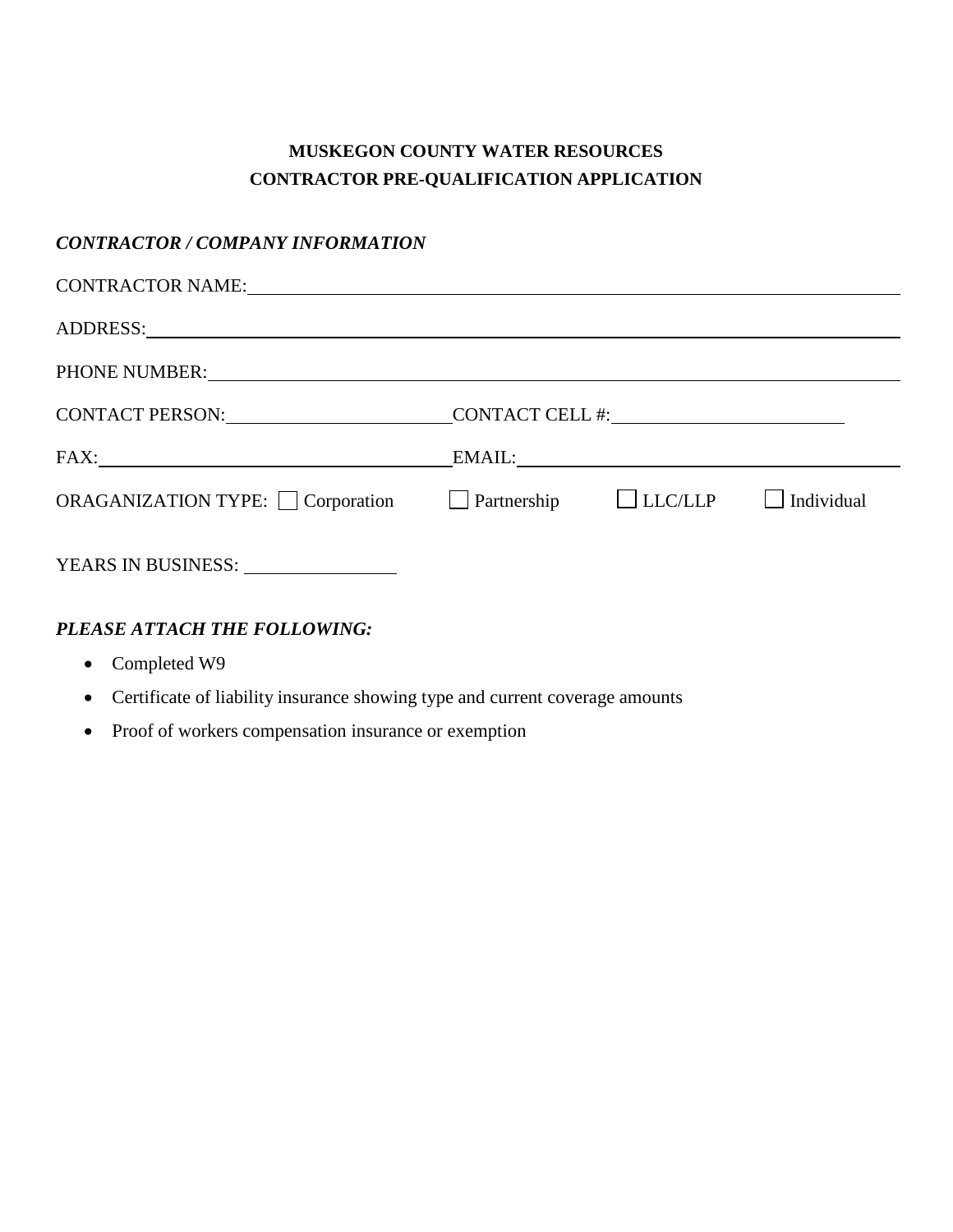# MUSKEGON COUNTY WATER RESOURCES
## CONTRACTOR PRE-QUALIFICATION APPLICATION

***CONTRACTOR / COMPANY INFORMATION***

CONTRACTOR NAME: ______________________________________________

ADDRESS: ______________________________________________

PHONE NUMBER: ______________________________________________

CONTACT PERSON: ______________________ CONTACT CELL #: ______________________

FAX: ______________________ EMAIL: ______________________

ORAGANIZATION TYPE: ☐ Corporation ☐ Partnership ☐ LLC/LLP ☐ Individual

YEARS IN BUSINESS: ______________

***PLEASE ATTACH THE FOLLOWING:***

- Completed W9
- Certificate of liability insurance showing type and current coverage amounts
- Proof of workers compensation insurance or exemption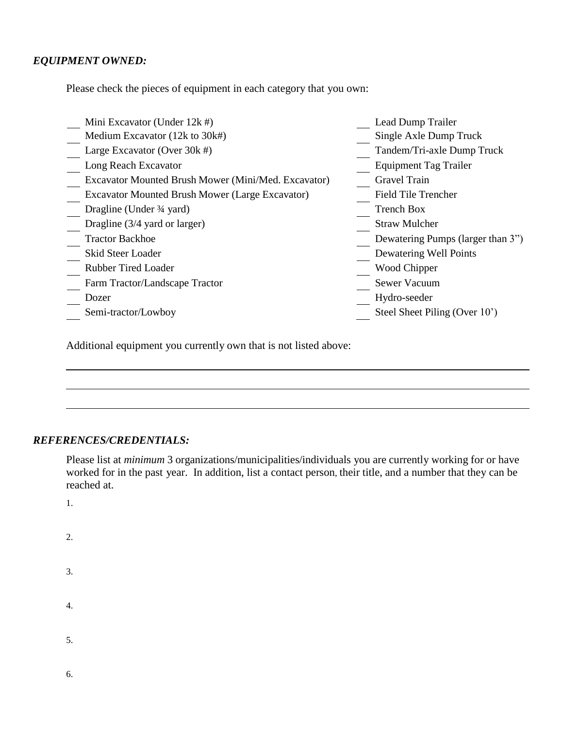***EQUIPMENT OWNED:***

Please check the pieces of equipment in each category that you own:

- ___ Mini Excavator (Under 12k #)
- ___ Medium Excavator (12k to 30k#)
- ___ Large Excavator (Over 30k #)
- ___ Long Reach Excavator
- ___ Excavator Mounted Brush Mower (Mini/Med. Excavator)
- ___ Excavator Mounted Brush Mower (Large Excavator)
- ___ Dragline (Under ¾ yard)
- ___ Dragline (3/4 yard or larger)
- ___ Tractor Backhoe
- ___ Skid Steer Loader
- ___ Rubber Tired Loader
- ___ Farm Tractor/Landscape Tractor
- ___ Dozer
- ___ Semi-tractor/Lowboy
- ___ Lead Dump Trailer
- ___ Single Axle Dump Truck
- ___ Tandem/Tri-axle Dump Truck
- ___ Equipment Tag Trailer
- ___ Gravel Train
- ___ Field Tile Trencher
- ___ Trench Box
- ___ Straw Mulcher
- ___ Dewatering Pumps (larger than 3")
- ___ Dewatering Well Points
- ___ Wood Chipper
- ___ Sewer Vacuum
- ___ Hydro-seeder
- ___ Steel Sheet Piling (Over 10')

Additional equipment you currently own that is not listed above:

______________________________________________________________________

______________________________________________________________________

______________________________________________________________________

***REFERENCES/CREDENTIALS:***

Please list at *minimum* 3 organizations/municipalities/individuals you are currently working for or have worked for in the past year. In addition, list a contact person, their title, and a number that they can be reached at.

1.

2.

3.

4.

5.

6.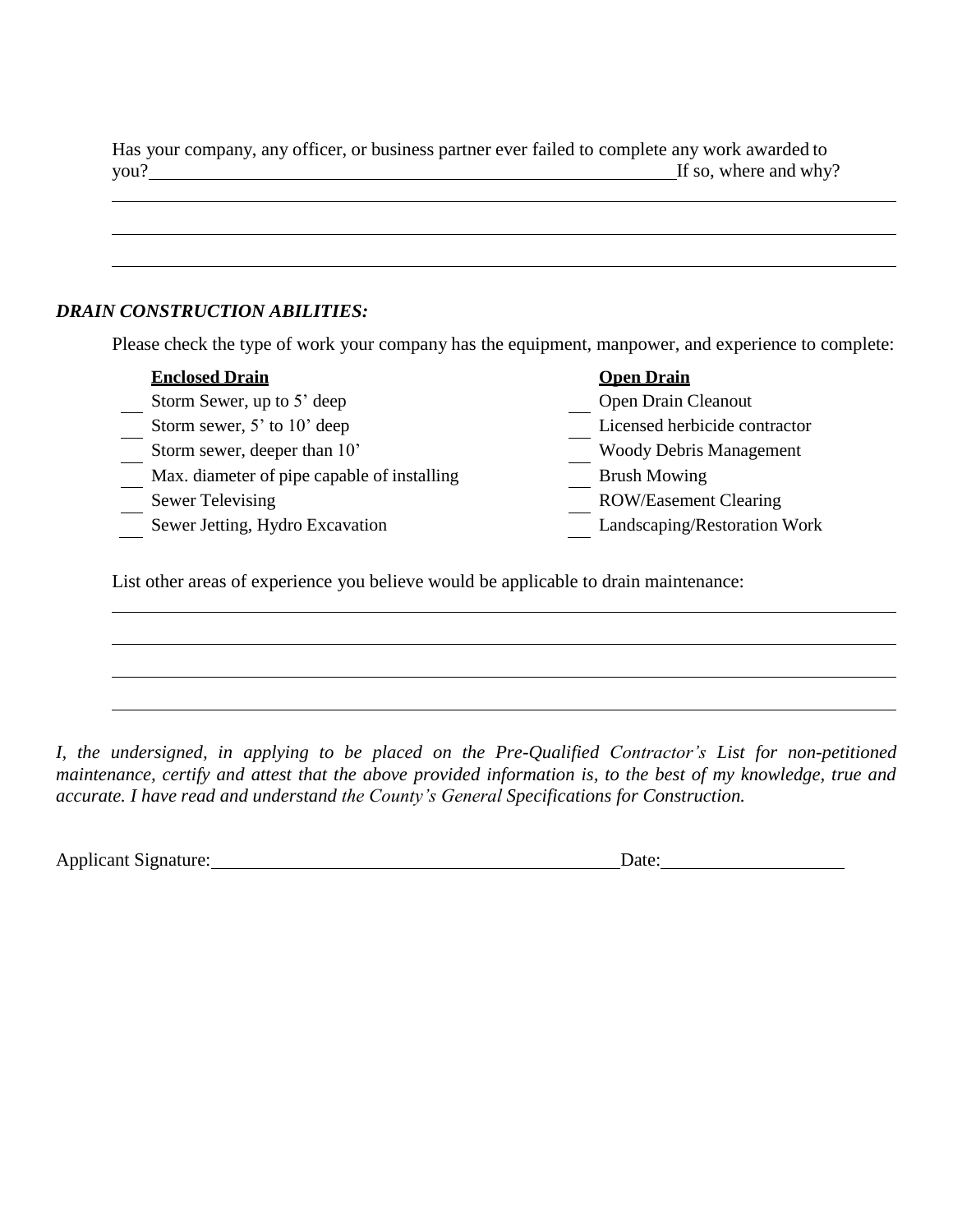Has your company, any officer, or business partner ever failed to complete any work awarded to you?\_\_\_\_\_\_\_\_\_\_\_\_\_\_\_\_\_\_\_\_\_\_\_\_\_\_\_\_\_\_\_\_\_\_\_\_\_\_\_\_\_\_\_\_\_\_\_\_If so, where and why?

\_\_\_\_\_\_\_\_\_\_\_\_\_\_\_\_\_\_\_\_\_\_\_\_\_\_\_\_\_\_\_\_\_\_\_\_\_\_\_\_\_\_\_\_\_\_\_\_\_\_\_\_\_\_\_\_\_\_\_\_\_\_\_\_\_\_\_\_\_\_\_\_\_\_\_\_

\_\_\_\_\_\_\_\_\_\_\_\_\_\_\_\_\_\_\_\_\_\_\_\_\_\_\_\_\_\_\_\_\_\_\_\_\_\_\_\_\_\_\_\_\_\_\_\_\_\_\_\_\_\_\_\_\_\_\_\_\_\_\_\_\_\_\_\_\_\_\_\_\_\_\_\_

\_\_\_\_\_\_\_\_\_\_\_\_\_\_\_\_\_\_\_\_\_\_\_\_\_\_\_\_\_\_\_\_\_\_\_\_\_\_\_\_\_\_\_\_\_\_\_\_\_\_\_\_\_\_\_\_\_\_\_\_\_\_\_\_\_\_\_\_\_\_\_\_\_\_\_\_

***DRAIN CONSTRUCTION ABILITIES:***

Please check the type of work your company has the equipment, manpower, and experience to complete:

| **Enclosed Drain** | **Open Drain** |
|---|---|
| \_\_ Storm Sewer, up to 5' deep | \_\_ Open Drain Cleanout |
| \_\_ Storm sewer, 5' to 10' deep | \_\_ Licensed herbicide contractor |
| \_\_ Storm sewer, deeper than 10' | \_\_ Woody Debris Management |
| \_\_ Max. diameter of pipe capable of installing | \_\_ Brush Mowing |
| \_\_ Sewer Televising | \_\_ ROW/Easement Clearing |
| \_\_ Sewer Jetting, Hydro Excavation | \_\_ Landscaping/Restoration Work |

List other areas of experience you believe would be applicable to drain maintenance:

\_\_\_\_\_\_\_\_\_\_\_\_\_\_\_\_\_\_\_\_\_\_\_\_\_\_\_\_\_\_\_\_\_\_\_\_\_\_\_\_\_\_\_\_\_\_\_\_\_\_\_\_\_\_\_\_\_\_\_\_\_\_\_\_\_\_\_\_\_\_\_\_\_\_\_\_

\_\_\_\_\_\_\_\_\_\_\_\_\_\_\_\_\_\_\_\_\_\_\_\_\_\_\_\_\_\_\_\_\_\_\_\_\_\_\_\_\_\_\_\_\_\_\_\_\_\_\_\_\_\_\_\_\_\_\_\_\_\_\_\_\_\_\_\_\_\_\_\_\_\_\_\_

\_\_\_\_\_\_\_\_\_\_\_\_\_\_\_\_\_\_\_\_\_\_\_\_\_\_\_\_\_\_\_\_\_\_\_\_\_\_\_\_\_\_\_\_\_\_\_\_\_\_\_\_\_\_\_\_\_\_\_\_\_\_\_\_\_\_\_\_\_\_\_\_\_\_\_\_

\_\_\_\_\_\_\_\_\_\_\_\_\_\_\_\_\_\_\_\_\_\_\_\_\_\_\_\_\_\_\_\_\_\_\_\_\_\_\_\_\_\_\_\_\_\_\_\_\_\_\_\_\_\_\_\_\_\_\_\_\_\_\_\_\_\_\_\_\_\_\_\_\_\_\_\_

*I, the undersigned, in applying to be placed on the Pre-Qualified Contractor's List for non-petitioned maintenance, certify and attest that the above provided information is, to the best of my knowledge, true and accurate. I have read and understand the County's General Specifications for Construction.*

Applicant Signature:\_\_\_\_\_\_\_\_\_\_\_\_\_\_\_\_\_\_\_\_\_\_\_\_\_\_\_\_\_\_\_\_\_\_\_\_\_\_ Date:\_\_\_\_\_\_\_\_\_\_\_\_\_\_\_\_